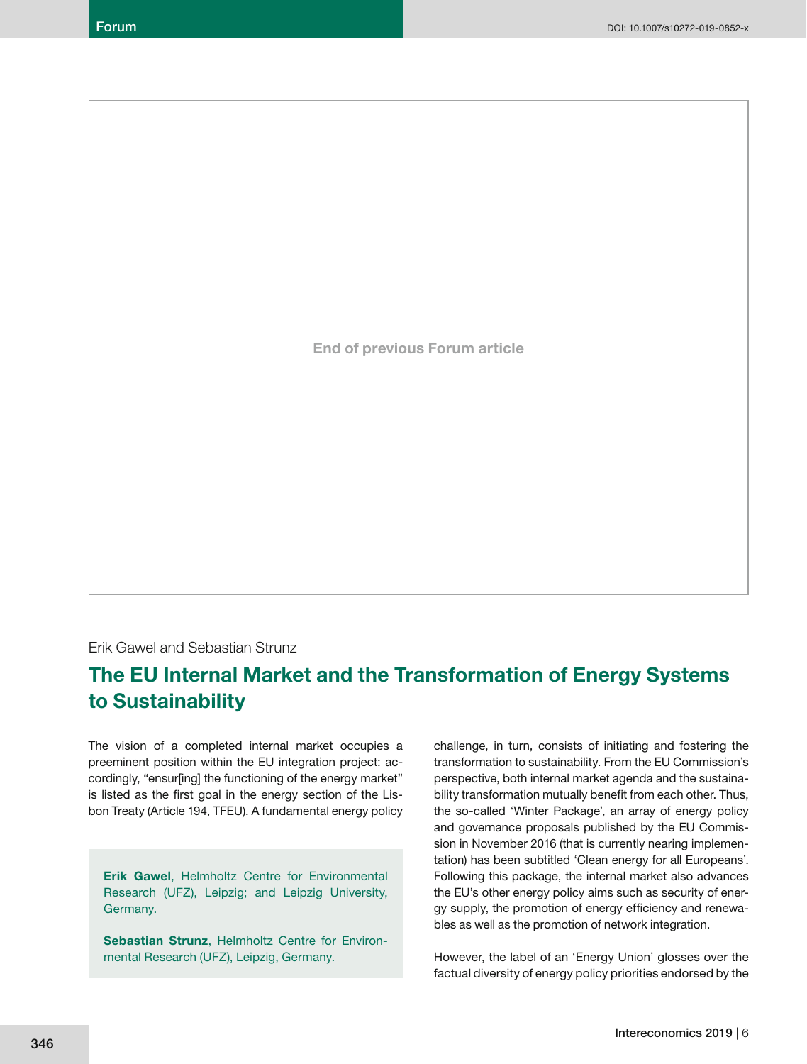Erik Gawel and Sebastian Strunz

# The EU Internal Market and the Transformation of Energy Systems to Sustainability

The vision of a completed internal market occupies a preeminent position within the EU integration project: accordingly, "ensur[ing] the functioning of the energy market" is listed as the first goal in the energy section of the Lisbon Treaty (Article 194, TFEU). A fundamental energy policy challenge, in turn, consists of initiating and fostering the transformation to sustainability. From the EU Commission's perspective, both internal market agenda and the sustainability transformation mutually benefit from each other. Thus, the so-called 'Winter Package', an array of energy policy and governance proposals published by the EU Commission in November 2016 (that is currently nearing implementation) has been subtitled 'Clean energy for all Europeans'. Following this package, the internal market also advances the EU's other energy policy aims such as security of energy supply, the promotion of energy efficiency and renewables as well as the promotion of network integration.

**Erik Gawel**, Helmholtz Centre for Environmental Research (UFZ), Leipzig; and Leipzig University, Germany.

**Sebastian Strunz**, Helmholtz Centre for Environmental Research (UFZ), Leipzig, Germany.

However, the label of an 'Energy Union' glosses over the factual diversity of energy policy priorities endorsed by the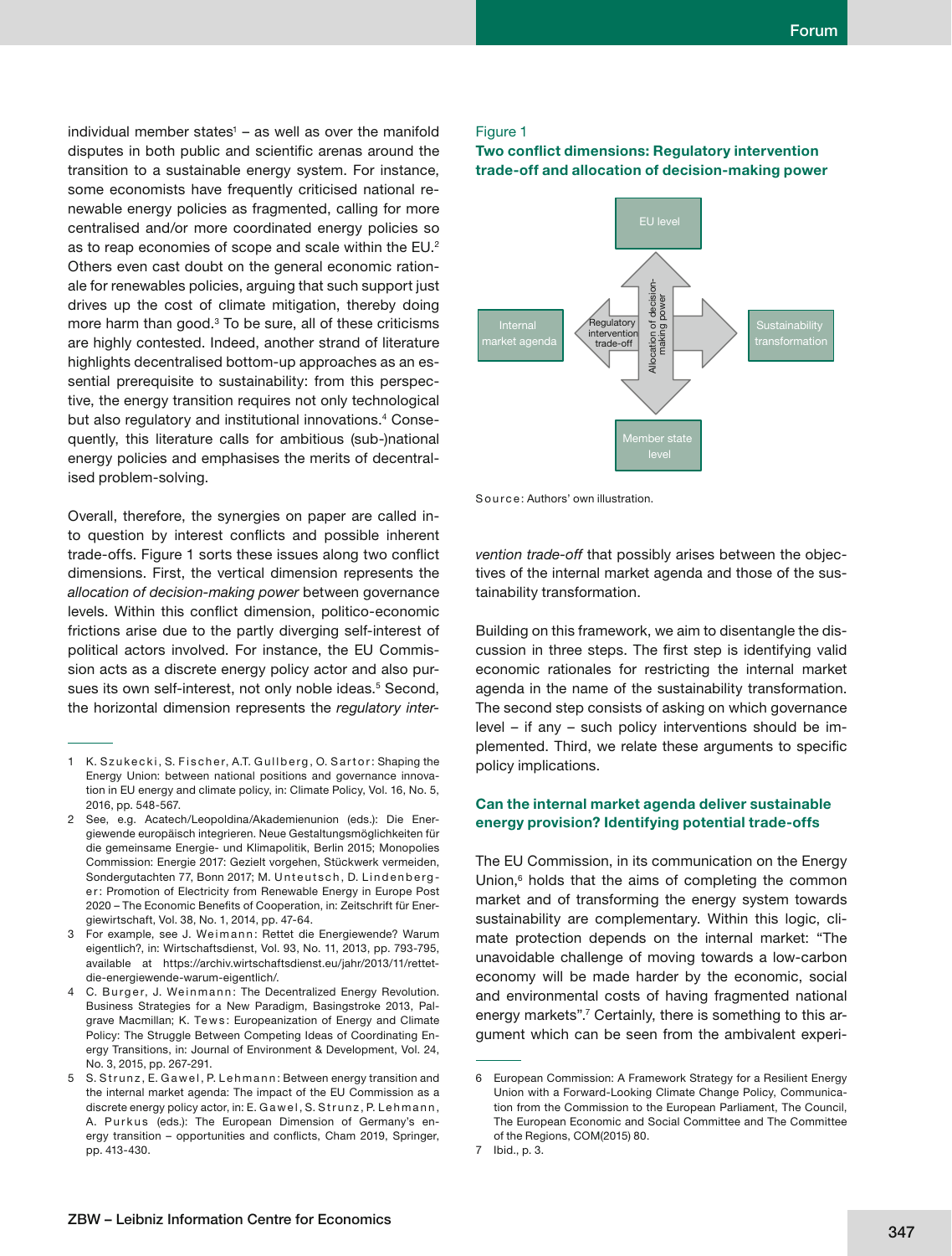individual member states[1] – as well as over the manifold disputes in both public and scientific arenas around the transition to a sustainable energy system. For instance, some economists have frequently criticised national renewable energy policies as fragmented, calling for more centralised and/or more coordinated energy policies so as to reap economies of scope and scale within the EU.[2] Others even cast doubt on the general economic rationale for renewables policies, arguing that such support just drives up the cost of climate mitigation, thereby doing more harm than good.[3] To be sure, all of these criticisms are highly contested. Indeed, another strand of literature highlights decentralised bottom-up approaches as an essential prerequisite to sustainability: from this perspective, the energy transition requires not only technological but also regulatory and institutional innovations.[4] Consequently, this literature calls for ambitious (sub-)national energy policies and emphasises the merits of decentralised problem-solving.

Overall, therefore, the synergies on paper are called into question by interest conflicts and possible inherent trade-offs. Figure 1 sorts these issues along two conflict dimensions. First, the vertical dimension represents the *allocation of decision-making power* between governance levels. Within this conflict dimension, politico-economic frictions arise due to the partly diverging self-interest of political actors involved. For instance, the EU Commission acts as a discrete energy policy actor and also pursues its own self-interest, not only noble ideas.[5] Second, the horizontal dimension represents the *regulatory intervention trade-off* that possibly arises between the objectives of the internal market agenda and those of the sustainability transformation.

Figure 1

**Two conflict dimensions: Regulatory intervention trade-off and allocation of decision-making power**

EU level

Internal market agenda | Regulatory intervention trade-off | Allocation of decision-making power | Sustainability transformation

Member state level

Source: Authors' own illustration.

Building on this framework, we aim to disentangle the discussion in three steps. The first step is identifying valid economic rationales for restricting the internal market agenda in the name of the sustainability transformation. The second step consists of asking on which governance level – if any – such policy interventions should be implemented. Third, we relate these arguments to specific policy implications.

## Can the internal market agenda deliver sustainable energy provision? Identifying potential trade-offs

The EU Commission, in its communication on the Energy Union,[6] holds that the aims of completing the common market and of transforming the energy system towards sustainability are complementary. Within this logic, climate protection depends on the internal market: "The unavoidable challenge of moving towards a low-carbon economy will be made harder by the economic, social and environmental costs of having fragmented national energy markets".[7] Certainly, there is something to this argument which can be seen from the ambivalent experi-

---

1 K. Szukecki, S. Fischer, A.T. Gullberg, O. Sartor: Shaping the Energy Union: between national positions and governance innovation in EU energy and climate policy, in: Climate Policy, Vol. 16, No. 5, 2016, pp. 548-567.

2 See, e.g. Acatech/Leopoldina/Akademienunion (eds.): Die Energiewende europäisch integrieren. Neue Gestaltungsmöglichkeiten für die gemeinsame Energie- und Klimapolitik, Berlin 2015; Monopolies Commission: Energie 2017: Gezielt vorgehen, Stückwerk vermeiden, Sondergutachten 77, Bonn 2017; M. Unteutsch, D. Lindenberger: Promotion of Electricity from Renewable Energy in Europe Post 2020 – The Economic Benefits of Cooperation, in: Zeitschrift für Energiewirtschaft, Vol. 38, No. 1, 2014, pp. 47-64.

3 For example, see J. Weimann: Rettet die Energiewende? Warum eigentlich?, in: Wirtschaftsdienst, Vol. 93, No. 11, 2013, pp. 793-795, available at https://archiv.wirtschaftsdienst.eu/jahr/2013/11/rettet-die-energiewende-warum-eigentlich/.

4 C. Burger, J. Weinmann: The Decentralized Energy Revolution. Business Strategies for a New Paradigm, Basingstroke 2013, Palgrave Macmillan; K. Tews: Europeanization of Energy and Climate Policy: The Struggle Between Competing Ideas of Coordinating Energy Transitions, in: Journal of Environment & Development, Vol. 24, No. 3, 2015, pp. 267-291.

5 S. Strunz, E. Gawel, P. Lehmann: Between energy transition and the internal market agenda: The impact of the EU Commission as a discrete energy policy actor, in: E. Gawel, S. Strunz, P. Lehmann, A. Purkus (eds.): The European Dimension of Germany's energy transition – opportunities and conflicts, Cham 2019, Springer, pp. 413-430.

6 European Commission: A Framework Strategy for a Resilient Energy Union with a Forward-Looking Climate Change Policy, Communication from the Commission to the European Parliament, The Council, The European Economic and Social Committee and The Committee of the Regions, COM(2015) 80.

7 Ibid., p. 3.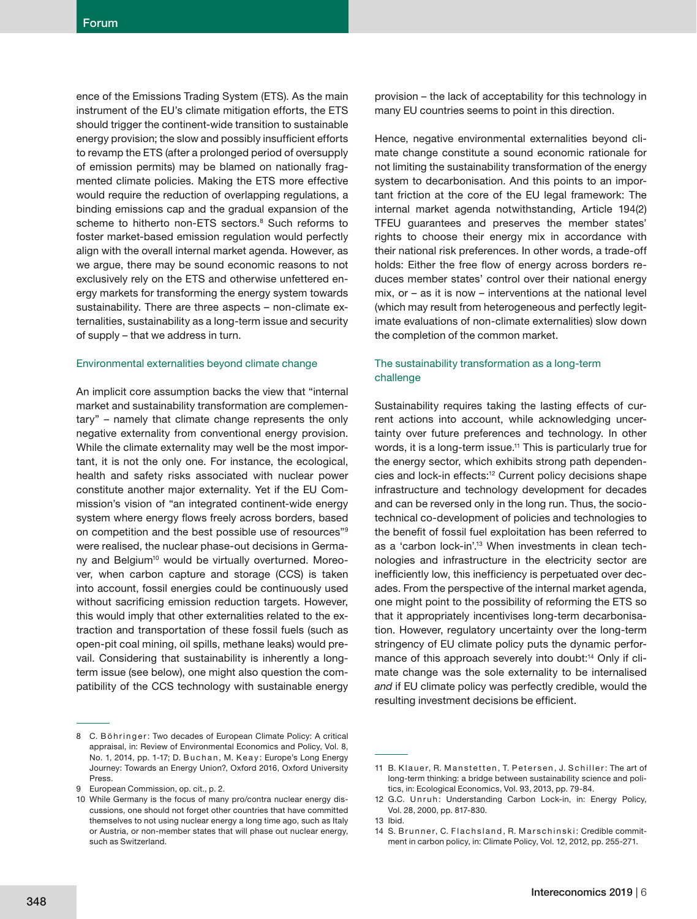ence of the Emissions Trading System (ETS). As the main instrument of the EU's climate mitigation efforts, the ETS should trigger the continent-wide transition to sustainable energy provision; the slow and possibly insufficient efforts to revamp the ETS (after a prolonged period of oversupply of emission permits) may be blamed on nationally fragmented climate policies. Making the ETS more effective would require the reduction of overlapping regulations, a binding emissions cap and the gradual expansion of the scheme to hitherto non-ETS sectors.[8] Such reforms to foster market-based emission regulation would perfectly align with the overall internal market agenda. However, as we argue, there may be sound economic reasons to not exclusively rely on the ETS and otherwise unfettered energy markets for transforming the energy system towards sustainability. There are three aspects – non-climate externalities, sustainability as a long-term issue and security of supply – that we address in turn.

### Environmental externalities beyond climate change

An implicit core assumption backs the view that "internal market and sustainability transformation are complementary" – namely that climate change represents the only negative externality from conventional energy provision. While the climate externality may well be the most important, it is not the only one. For instance, the ecological, health and safety risks associated with nuclear power constitute another major externality. Yet if the EU Commission's vision of "an integrated continent-wide energy system where energy flows freely across borders, based on competition and the best possible use of resources"[9] were realised, the nuclear phase-out decisions in Germany and Belgium[10] would be virtually overturned. Moreover, when carbon capture and storage (CCS) is taken into account, fossil energies could be continuously used without sacrificing emission reduction targets. However, this would imply that other externalities related to the extraction and transportation of these fossil fuels (such as open-pit coal mining, oil spills, methane leaks) would prevail. Considering that sustainability is inherently a long-term issue (see below), one might also question the compatibility of the CCS technology with sustainable energy provision – the lack of acceptability for this technology in many EU countries seems to point in this direction.

Hence, negative environmental externalities beyond climate change constitute a sound economic rationale for not limiting the sustainability transformation of the energy system to decarbonisation. And this points to an important friction at the core of the EU legal framework: The internal market agenda notwithstanding, Article 194(2) TFEU guarantees and preserves the member states' rights to choose their energy mix in accordance with their national risk preferences. In other words, a trade-off holds: Either the free flow of energy across borders reduces member states' control over their national energy mix, or – as it is now – interventions at the national level (which may result from heterogeneous and perfectly legitimate evaluations of non-climate externalities) slow down the completion of the common market.

### The sustainability transformation as a long-term challenge

Sustainability requires taking the lasting effects of current actions into account, while acknowledging uncertainty over future preferences and technology. In other words, it is a long-term issue.[11] This is particularly true for the energy sector, which exhibits strong path dependencies and lock-in effects:[12] Current policy decisions shape infrastructure and technology development for decades and can be reversed only in the long run. Thus, the socio-technical co-development of policies and technologies to the benefit of fossil fuel exploitation has been referred to as a 'carbon lock-in'.[13] When investments in clean technologies and infrastructure in the electricity sector are inefficiently low, this inefficiency is perpetuated over decades. From the perspective of the internal market agenda, one might point to the possibility of reforming the ETS so that it appropriately incentivises long-term decarbonisation. However, regulatory uncertainty over the long-term stringency of EU climate policy puts the dynamic performance of this approach severely into doubt:[14] Only if climate change was the sole externality to be internalised *and* if EU climate policy was perfectly credible, would the resulting investment decisions be efficient.

---

8 C. Böhringer: Two decades of European Climate Policy: A critical appraisal, in: Review of Environmental Economics and Policy, Vol. 8, No. 1, 2014, pp. 1-17; D. Buchan, M. Keay: Europe's Long Energy Journey: Towards an Energy Union?, Oxford 2016, Oxford University Press.

9 European Commission, op. cit., p. 2.

10 While Germany is the focus of many pro/contra nuclear energy discussions, one should not forget other countries that have committed themselves to not using nuclear energy a long time ago, such as Italy or Austria, or non-member states that will phase out nuclear energy, such as Switzerland.

11 B. Klauer, R. Manstetten, T. Petersen, J. Schiller: The art of long-term thinking: a bridge between sustainability science and politics, in: Ecological Economics, Vol. 93, 2013, pp. 79-84.

12 G.C. Unruh: Understanding Carbon Lock-in, in: Energy Policy, Vol. 28, 2000, pp. 817-830.

13 Ibid.

14 S. Brunner, C. Flachsland, R. Marschinski: Credible commitment in carbon policy, in: Climate Policy, Vol. 12, 2012, pp. 255-271.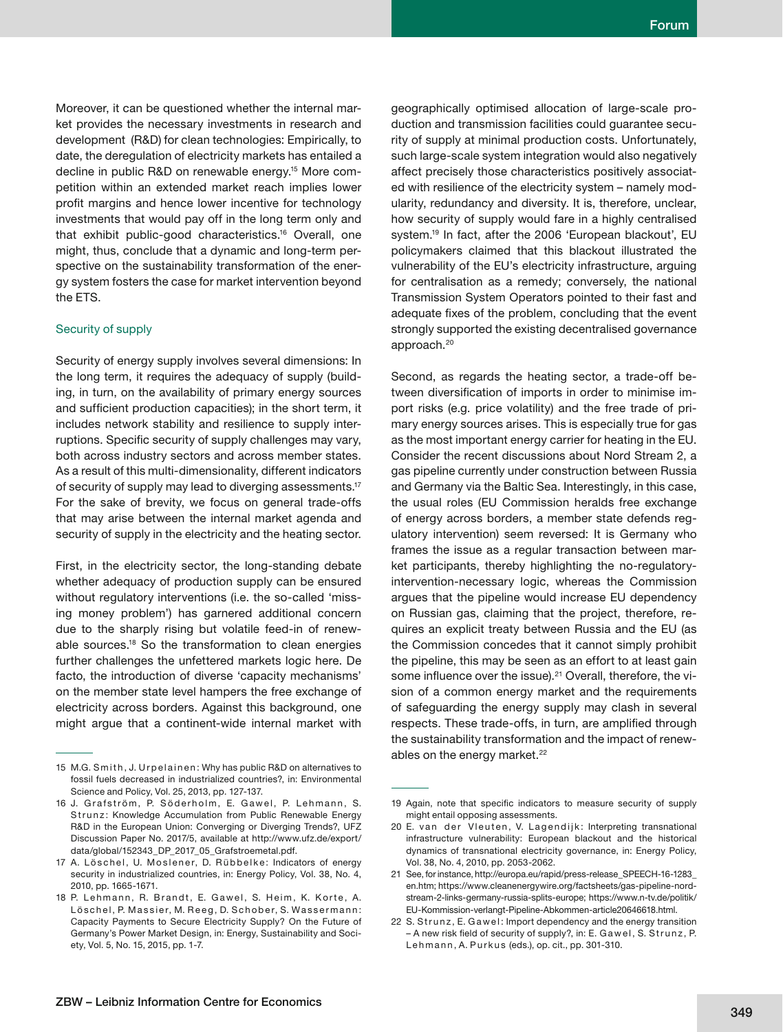Moreover, it can be questioned whether the internal market provides the necessary investments in research and development (R&D) for clean technologies: Empirically, to date, the deregulation of electricity markets has entailed a decline in public R&D on renewable energy.[15] More competition within an extended market reach implies lower profit margins and hence lower incentive for technology investments that would pay off in the long term only and that exhibit public-good characteristics.[16] Overall, one might, thus, conclude that a dynamic and long-term perspective on the sustainability transformation of the energy system fosters the case for market intervention beyond the ETS.

### Security of supply

Security of energy supply involves several dimensions: In the long term, it requires the adequacy of supply (building, in turn, on the availability of primary energy sources and sufficient production capacities); in the short term, it includes network stability and resilience to supply interruptions. Specific security of supply challenges may vary, both across industry sectors and across member states. As a result of this multi-dimensionality, different indicators of security of supply may lead to diverging assessments.[17] For the sake of brevity, we focus on general trade-offs that may arise between the internal market agenda and security of supply in the electricity and the heating sector.

First, in the electricity sector, the long-standing debate whether adequacy of production supply can be ensured without regulatory interventions (i.e. the so-called 'missing money problem') has garnered additional concern due to the sharply rising but volatile feed-in of renewable sources.[18] So the transformation to clean energies further challenges the unfettered markets logic here. De facto, the introduction of diverse 'capacity mechanisms' on the member state level hampers the free exchange of electricity across borders. Against this background, one might argue that a continent-wide internal market with geographically optimised allocation of large-scale production and transmission facilities could guarantee security of supply at minimal production costs. Unfortunately, such large-scale system integration would also negatively affect precisely those characteristics positively associated with resilience of the electricity system – namely modularity, redundancy and diversity. It is, therefore, unclear, how security of supply would fare in a highly centralised system.[19] In fact, after the 2006 'European blackout', EU policymakers claimed that this blackout illustrated the vulnerability of the EU's electricity infrastructure, arguing for centralisation as a remedy; conversely, the national Transmission System Operators pointed to their fast and adequate fixes of the problem, concluding that the event strongly supported the existing decentralised governance approach.[20]

Second, as regards the heating sector, a trade-off between diversification of imports in order to minimise import risks (e.g. price volatility) and the free trade of primary energy sources arises. This is especially true for gas as the most important energy carrier for heating in the EU. Consider the recent discussions about Nord Stream 2, a gas pipeline currently under construction between Russia and Germany via the Baltic Sea. Interestingly, in this case, the usual roles (EU Commission heralds free exchange of energy across borders, a member state defends regulatory intervention) seem reversed: It is Germany who frames the issue as a regular transaction between market participants, thereby highlighting the no-regulatory-intervention-necessary logic, whereas the Commission argues that the pipeline would increase EU dependency on Russian gas, claiming that the project, therefore, requires an explicit treaty between Russia and the EU (as the Commission concedes that it cannot simply prohibit the pipeline, this may be seen as an effort to at least gain some influence over the issue).[21] Overall, therefore, the vision of a common energy market and the requirements of safeguarding the energy supply may clash in several respects. These trade-offs, in turn, are amplified through the sustainability transformation and the impact of renewables on the energy market.[22]

---

15 M.G. Smith, J. Urpelainen: Why has public R&D on alternatives to fossil fuels decreased in industrialized countries?, in: Environmental Science and Policy, Vol. 25, 2013, pp. 127-137.

16 J. Grafström, P. Söderholm, E. Gawel, P. Lehmann, S. Strunz: Knowledge Accumulation from Public Renewable Energy R&D in the European Union: Converging or Diverging Trends?, UFZ Discussion Paper No. 2017/5, available at http://www.ufz.de/export/data/global/152343_DP_2017_05_Grafstroemetal.pdf.

17 A. Löschel, U. Moslener, D. Rübbelke: Indicators of energy security in industrialized countries, in: Energy Policy, Vol. 38, No. 4, 2010, pp. 1665-1671.

18 P. Lehmann, R. Brandt, E. Gawel, S. Heim, K. Korte, A. Löschel, P. Massier, M. Reeg, D. Schober, S. Wassermann: Capacity Payments to Secure Electricity Supply? On the Future of Germany's Power Market Design, in: Energy, Sustainability and Society, Vol. 5, No. 15, 2015, pp. 1-7.

19 Again, note that specific indicators to measure security of supply might entail opposing assessments.

20 E. van der Vleuten, V. Lagendijk: Interpreting transnational infrastructure vulnerability: European blackout and the historical dynamics of transnational electricity governance, in: Energy Policy, Vol. 38, No. 4, 2010, pp. 2053-2062.

21 See, for instance, http://europa.eu/rapid/press-release_SPEECH-16-1283_en.htm; https://www.cleanenergywire.org/factsheets/gas-pipeline-nord-stream-2-links-germany-russia-splits-europe; https://www.n-tv.de/politik/EU-Kommission-verlangt-Pipeline-Abkommen-article20646618.html.

22 S. Strunz, E. Gawel: Import dependency and the energy transition – A new risk field of security of supply?, in: E. Gawel, S. Strunz, P. Lehmann, A. Purkus (eds.), op. cit., pp. 301-310.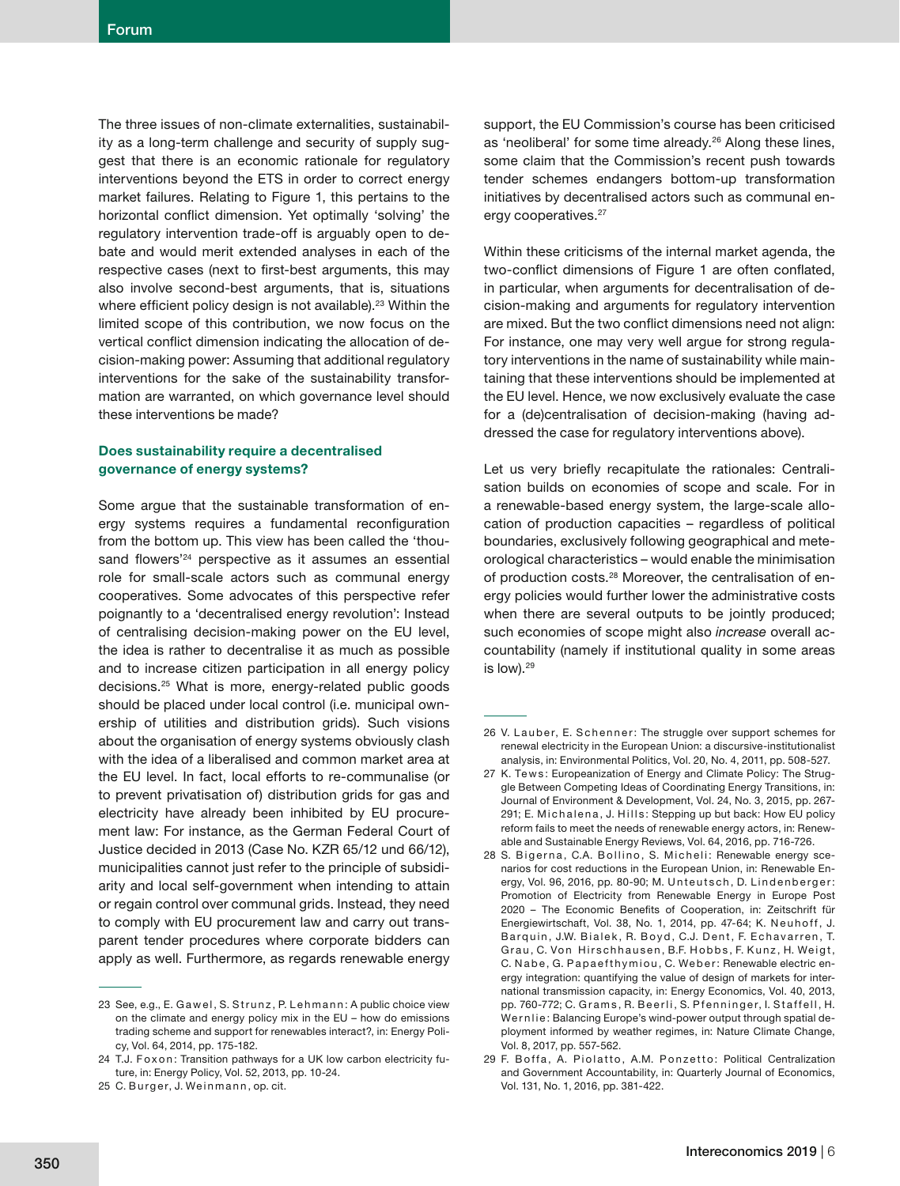The three issues of non-climate externalities, sustainability as a long-term challenge and security of supply suggest that there is an economic rationale for regulatory interventions beyond the ETS in order to correct energy market failures. Relating to Figure 1, this pertains to the horizontal conflict dimension. Yet optimally 'solving' the regulatory intervention trade-off is arguably open to debate and would merit extended analyses in each of the respective cases (next to first-best arguments, this may also involve second-best arguments, that is, situations where efficient policy design is not available).[23] Within the limited scope of this contribution, we now focus on the vertical conflict dimension indicating the allocation of decision-making power: Assuming that additional regulatory interventions for the sake of the sustainability transformation are warranted, on which governance level should these interventions be made?

### Does sustainability require a decentralised governance of energy systems?

Some argue that the sustainable transformation of energy systems requires a fundamental reconfiguration from the bottom up. This view has been called the 'thousand flowers'[24] perspective as it assumes an essential role for small-scale actors such as communal energy cooperatives. Some advocates of this perspective refer poignantly to a 'decentralised energy revolution': Instead of centralising decision-making power on the EU level, the idea is rather to decentralise it as much as possible and to increase citizen participation in all energy policy decisions.[25] What is more, energy-related public goods should be placed under local control (i.e. municipal ownership of utilities and distribution grids). Such visions about the organisation of energy systems obviously clash with the idea of a liberalised and common market area at the EU level. In fact, local efforts to re-communalise (or to prevent privatisation of) distribution grids for gas and electricity have already been inhibited by EU procurement law: For instance, as the German Federal Court of Justice decided in 2013 (Case No. KZR 65/12 und 66/12), municipalities cannot just refer to the principle of subsidiarity and local self-government when intending to attain or regain control over communal grids. Instead, they need to comply with EU procurement law and carry out transparent tender procedures where corporate bidders can apply as well. Furthermore, as regards renewable energy support, the EU Commission's course has been criticised as 'neoliberal' for some time already.[26] Along these lines, some claim that the Commission's recent push towards tender schemes endangers bottom-up transformation initiatives by decentralised actors such as communal energy cooperatives.[27]

Within these criticisms of the internal market agenda, the two-conflict dimensions of Figure 1 are often conflated, in particular, when arguments for decentralisation of decision-making and arguments for regulatory intervention are mixed. But the two conflict dimensions need not align: For instance, one may very well argue for strong regulatory interventions in the name of sustainability while maintaining that these interventions should be implemented at the EU level. Hence, we now exclusively evaluate the case for a (de)centralisation of decision-making (having addressed the case for regulatory interventions above).

Let us very briefly recapitulate the rationales: Centralisation builds on economies of scope and scale. For in a renewable-based energy system, the large-scale allocation of production capacities – regardless of political boundaries, exclusively following geographical and meteorological characteristics – would enable the minimisation of production costs.[28] Moreover, the centralisation of energy policies would further lower the administrative costs when there are several outputs to be jointly produced; such economies of scope might also *increase* overall accountability (namely if institutional quality in some areas is low).[29]

---

23 See, e.g., E. Gawel, S. Strunz, P. Lehmann: A public choice view on the climate and energy policy mix in the EU – how do emissions trading scheme and support for renewables interact?, in: Energy Policy, Vol. 64, 2014, pp. 175-182.

24 T.J. Foxon: Transition pathways for a UK low carbon electricity future, in: Energy Policy, Vol. 52, 2013, pp. 10-24.

25 C. Burger, J. Weinmann, op. cit.

26 V. Lauber, E. Schenner: The struggle over support schemes for renewal electricity in the European Union: a discursive-institutionalist analysis, in: Environmental Politics, Vol. 20, No. 4, 2011, pp. 508-527.

27 K. Tews: Europeanization of Energy and Climate Policy: The Struggle Between Competing Ideas of Coordinating Energy Transitions, in: Journal of Environment & Development, Vol. 24, No. 3, 2015, pp. 267-291; E. Michalena, J. Hills: Stepping up but back: How EU policy reform fails to meet the needs of renewable energy actors, in: Renewable and Sustainable Energy Reviews, Vol. 64, 2016, pp. 716-726.

28 S. Bigerna, C.A. Bollino, S. Micheli: Renewable energy scenarios for cost reductions in the European Union, in: Renewable Energy, Vol. 96, 2016, pp. 80-90; M. Unteutsch, D. Lindenberger: Promotion of Electricity from Renewable Energy in Europe Post 2020 – The Economic Benefits of Cooperation, in: Zeitschrift für Energiewirtschaft, Vol. 38, No. 1, 2014, pp. 47-64; K. Neuhoff, J. Barquin, J.W. Bialek, R. Boyd, C.J. Dent, F. Echavarren, T. Grau, C. Von Hirschhausen, B.F. Hobbs, F. Kunz, H. Weigt, C. Nabe, G. Papaefthymiou, C. Weber: Renewable electric energy integration: quantifying the value of design of markets for international transmission capacity, in: Energy Economics, Vol. 40, 2013, pp. 760-772; C. Grams, R. Beerli, S. Pfenninger, I. Staffell, H. Wernlie: Balancing Europe's wind-power output through spatial deployment informed by weather regimes, in: Nature Climate Change, Vol. 8, 2017, pp. 557-562.

29 F. Boffa, A. Piolatto, A.M. Ponzetto: Political Centralization and Government Accountability, in: Quarterly Journal of Economics, Vol. 131, No. 1, 2016, pp. 381-422.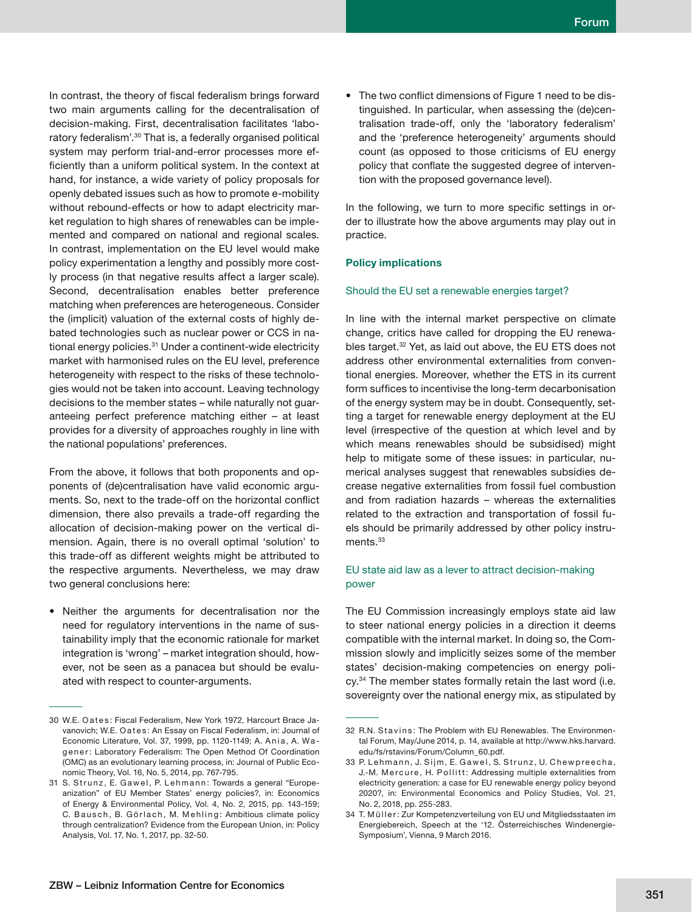In contrast, the theory of fiscal federalism brings forward two main arguments calling for the decentralisation of decision-making. First, decentralisation facilitates 'laboratory federalism'.[30] That is, a federally organised political system may perform trial-and-error processes more efficiently than a uniform political system. In the context at hand, for instance, a wide variety of policy proposals for openly debated issues such as how to promote e-mobility without rebound-effects or how to adapt electricity market regulation to high shares of renewables can be implemented and compared on national and regional scales. In contrast, implementation on the EU level would make policy experimentation a lengthy and possibly more costly process (in that negative results affect a larger scale). Second, decentralisation enables better preference matching when preferences are heterogeneous. Consider the (implicit) valuation of the external costs of highly debated technologies such as nuclear power or CCS in national energy policies.[31] Under a continent-wide electricity market with harmonised rules on the EU level, preference heterogeneity with respect to the risks of these technologies would not be taken into account. Leaving technology decisions to the member states – while naturally not guaranteeing perfect preference matching either – at least provides for a diversity of approaches roughly in line with the national populations' preferences.

From the above, it follows that both proponents and opponents of (de)centralisation have valid economic arguments. So, next to the trade-off on the horizontal conflict dimension, there also prevails a trade-off regarding the allocation of decision-making power on the vertical dimension. Again, there is no overall optimal 'solution' to this trade-off as different weights might be attributed to the respective arguments. Nevertheless, we may draw two general conclusions here:

- Neither the arguments for decentralisation nor the need for regulatory interventions in the name of sustainability imply that the economic rationale for market integration is 'wrong' – market integration should, however, not be seen as a panacea but should be evaluated with respect to counter-arguments.
- The two conflict dimensions of Figure 1 need to be distinguished. In particular, when assessing the (de)centralisation trade-off, only the 'laboratory federalism' and the 'preference heterogeneity' arguments should count (as opposed to those criticisms of EU energy policy that conflate the suggested degree of intervention with the proposed governance level).

In the following, we turn to more specific settings in order to illustrate how the above arguments may play out in practice.

## Policy implications

### Should the EU set a renewable energies target?

In line with the internal market perspective on climate change, critics have called for dropping the EU renewables target.[32] Yet, as laid out above, the EU ETS does not address other environmental externalities from conventional energies. Moreover, whether the ETS in its current form suffices to incentivise the long-term decarbonisation of the energy system may be in doubt. Consequently, setting a target for renewable energy deployment at the EU level (irrespective of the question at which level and by which means renewables should be subsidised) might help to mitigate some of these issues: in particular, numerical analyses suggest that renewables subsidies decrease negative externalities from fossil fuel combustion and from radiation hazards – whereas the externalities related to the extraction and transportation of fossil fuels should be primarily addressed by other policy instruments.[33]

### EU state aid law as a lever to attract decision-making power

The EU Commission increasingly employs state aid law to steer national energy policies in a direction it deems compatible with the internal market. In doing so, the Commission slowly and implicitly seizes some of the member states' decision-making competencies on energy policy.[34] The member states formally retain the last word (i.e. sovereignty over the national energy mix, as stipulated by

---

30 W.E. Oates: Fiscal Federalism, New York 1972, Harcourt Brace Javanovich; W.E. Oates: An Essay on Fiscal Federalism, in: Journal of Economic Literature, Vol. 37, 1999, pp. 1120-1149; A. Ania, A. Wagener: Laboratory Federalism: The Open Method Of Coordination (OMC) as an evolutionary learning process, in: Journal of Public Economic Theory, Vol. 16, No. 5, 2014, pp. 767-795.

31 S. Strunz, E. Gawel, P. Lehmann: Towards a general "Europeanization" of EU Member States' energy policies?, in: Economics of Energy & Environmental Policy, Vol. 4, No. 2, 2015, pp. 143-159; C. Bausch, B. Görlach, M. Mehling: Ambitious climate policy through centralization? Evidence from the European Union, in: Policy Analysis, Vol. 17, No. 1, 2017, pp. 32-50.

32 R.N. Stavins: The Problem with EU Renewables. The Environmental Forum, May/June 2014, p. 14, available at http://www.hks.harvard.edu/fs/rstavins/Forum/Column_60.pdf.

33 P. Lehmann, J. Sijm, E. Gawel, S. Strunz, U. Chewpreecha, J.-M. Mercure, H. Pollitt: Addressing multiple externalities from electricity generation: a case for EU renewable energy policy beyond 2020?, in: Environmental Economics and Policy Studies, Vol. 21, No. 2, 2018, pp. 255-283.

34 T. Müller: Zur Kompetenzverteilung von EU und Mitgliedsstaaten im Energiebereich, Speech at the '12. Österreichisches Windenergie-Symposium', Vienna, 9 March 2016.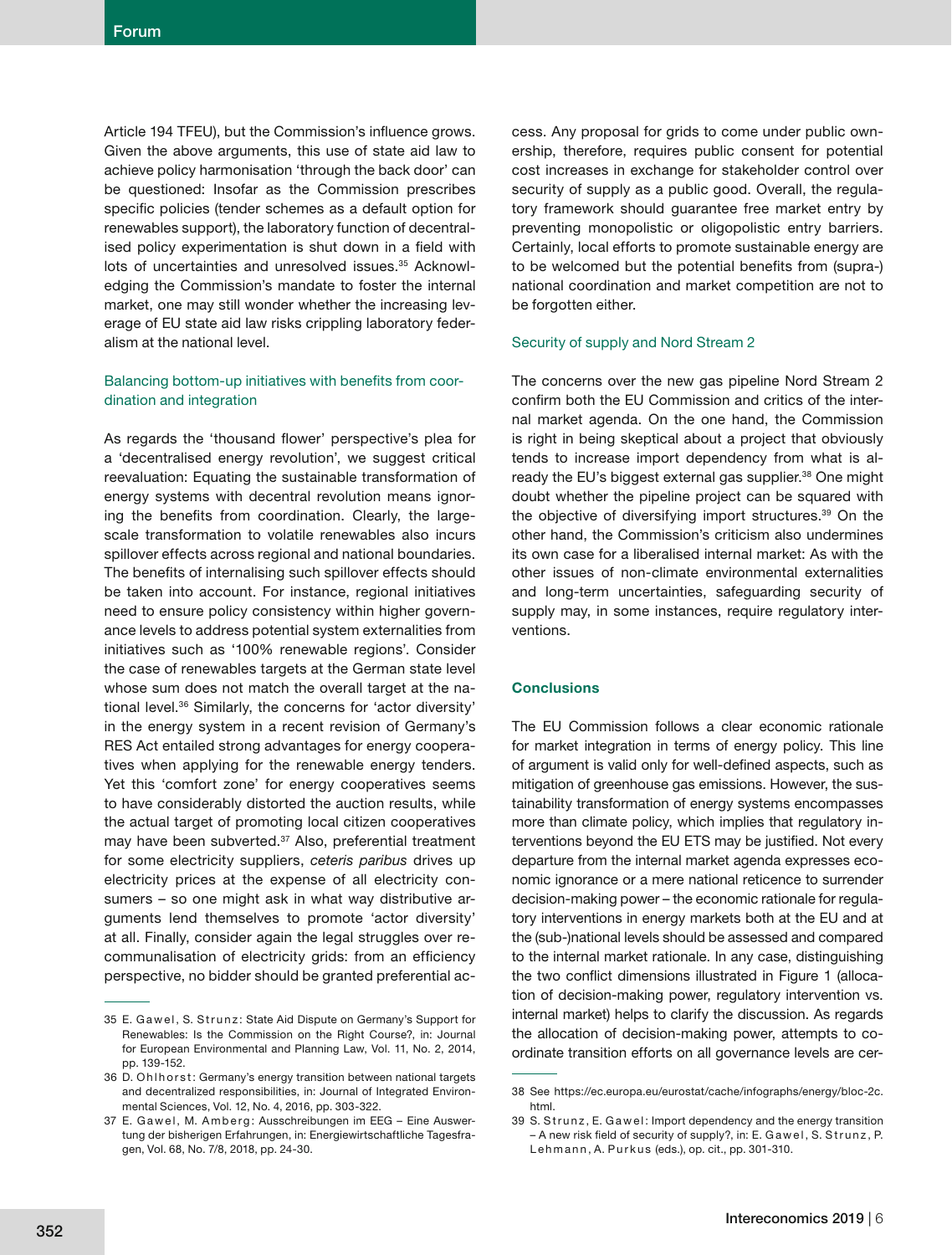Article 194 TFEU), but the Commission's influence grows. Given the above arguments, this use of state aid law to achieve policy harmonisation 'through the back door' can be questioned: Insofar as the Commission prescribes specific policies (tender schemes as a default option for renewables support), the laboratory function of decentralised policy experimentation is shut down in a field with lots of uncertainties and unresolved issues.[35] Acknowledging the Commission's mandate to foster the internal market, one may still wonder whether the increasing leverage of EU state aid law risks crippling laboratory federalism at the national level.

### Balancing bottom-up initiatives with benefits from coordination and integration

As regards the 'thousand flower' perspective's plea for a 'decentralised energy revolution', we suggest critical reevaluation: Equating the sustainable transformation of energy systems with decentral revolution means ignoring the benefits from coordination. Clearly, the large-scale transformation to volatile renewables also incurs spillover effects across regional and national boundaries. The benefits of internalising such spillover effects should be taken into account. For instance, regional initiatives need to ensure policy consistency within higher governance levels to address potential system externalities from initiatives such as '100% renewable regions'. Consider the case of renewables targets at the German state level whose sum does not match the overall target at the national level.[36] Similarly, the concerns for 'actor diversity' in the energy system in a recent revision of Germany's RES Act entailed strong advantages for energy cooperatives when applying for the renewable energy tenders. Yet this 'comfort zone' for energy cooperatives seems to have considerably distorted the auction results, while the actual target of promoting local citizen cooperatives may have been subverted.[37] Also, preferential treatment for some electricity suppliers, *ceteris paribus* drives up electricity prices at the expense of all electricity consumers – so one might ask in what way distributive arguments lend themselves to promote 'actor diversity' at all. Finally, consider again the legal struggles over recommunalisation of electricity grids: from an efficiency perspective, no bidder should be granted preferential access. Any proposal for grids to come under public ownership, therefore, requires public consent for potential cost increases in exchange for stakeholder control over security of supply as a public good. Overall, the regulatory framework should guarantee free market entry by preventing monopolistic or oligopolistic entry barriers. Certainly, local efforts to promote sustainable energy are to be welcomed but the potential benefits from (supra-) national coordination and market competition are not to be forgotten either.

### Security of supply and Nord Stream 2

The concerns over the new gas pipeline Nord Stream 2 confirm both the EU Commission and critics of the internal market agenda. On the one hand, the Commission is right in being skeptical about a project that obviously tends to increase import dependency from what is already the EU's biggest external gas supplier.[38] One might doubt whether the pipeline project can be squared with the objective of diversifying import structures.[39] On the other hand, the Commission's criticism also undermines its own case for a liberalised internal market: As with the other issues of non-climate environmental externalities and long-term uncertainties, safeguarding security of supply may, in some instances, require regulatory interventions.

## Conclusions

The EU Commission follows a clear economic rationale for market integration in terms of energy policy. This line of argument is valid only for well-defined aspects, such as mitigation of greenhouse gas emissions. However, the sustainability transformation of energy systems encompasses more than climate policy, which implies that regulatory interventions beyond the EU ETS may be justified. Not every departure from the internal market agenda expresses economic ignorance or a mere national reticence to surrender decision-making power – the economic rationale for regulatory interventions in energy markets both at the EU and at the (sub-)national levels should be assessed and compared to the internal market rationale. In any case, distinguishing the two conflict dimensions illustrated in Figure 1 (allocation of decision-making power, regulatory intervention vs. internal market) helps to clarify the discussion. As regards the allocation of decision-making power, attempts to coordinate transition efforts on all governance levels are cer-

---

35 E. Gawel, S. Strunz: State Aid Dispute on Germany's Support for Renewables: Is the Commission on the Right Course?, in: Journal for European Environmental and Planning Law, Vol. 11, No. 2, 2014, pp. 139-152.

36 D. Ohlhorst: Germany's energy transition between national targets and decentralized responsibilities, in: Journal of Integrated Environmental Sciences, Vol. 12, No. 4, 2016, pp. 303-322.

37 E. Gawel, M. Amberg: Ausschreibungen im EEG – Eine Auswertung der bisherigen Erfahrungen, in: Energiewirtschaftliche Tagesfragen, Vol. 68, No. 7/8, 2018, pp. 24-30.

38 See https://ec.europa.eu/eurostat/cache/infographs/energy/bloc-2c.html.

39 S. Strunz, E. Gawel: Import dependency and the energy transition – A new risk field of security of supply?, in: E. Gawel, S. Strunz, P. Lehmann, A. Purkus (eds.), op. cit., pp. 301-310.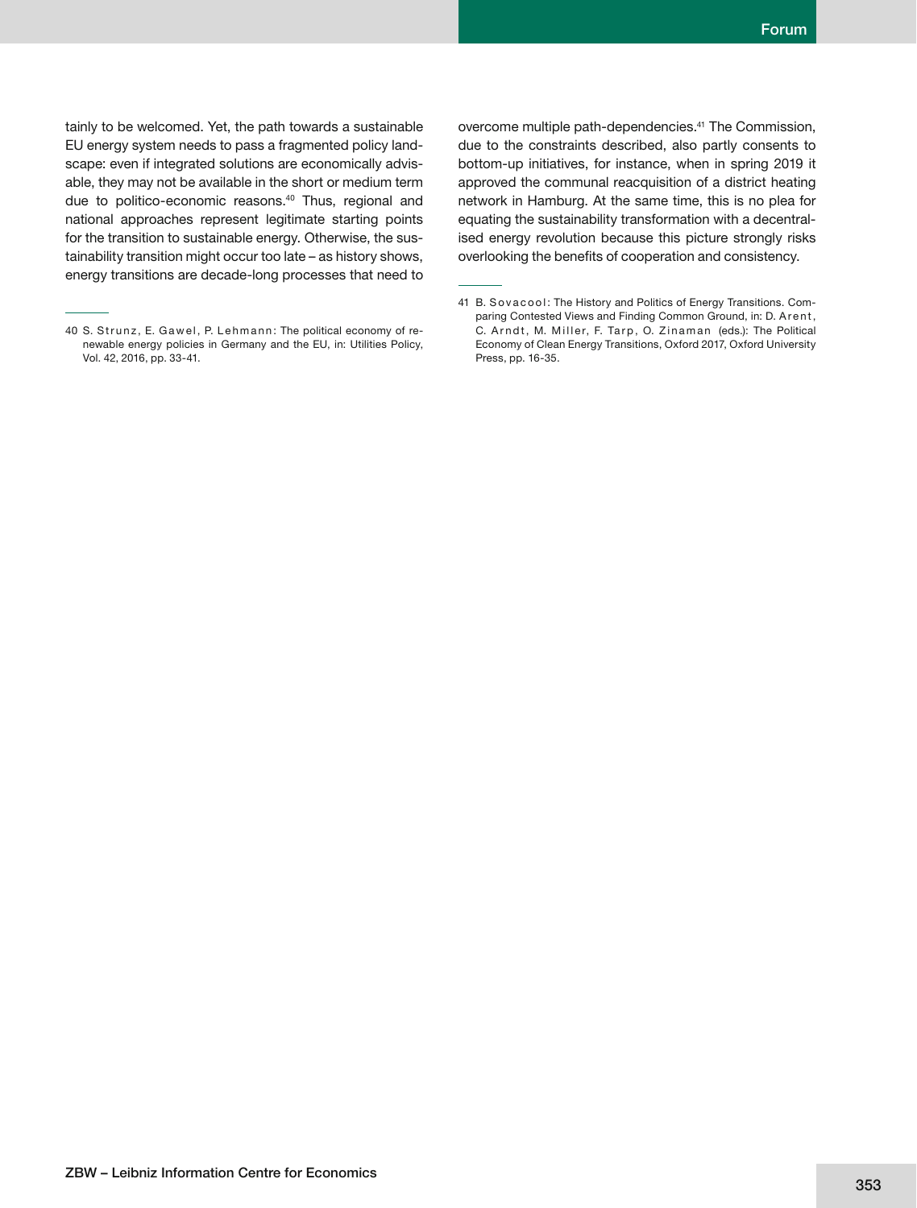tainly to be welcomed. Yet, the path towards a sustainable EU energy system needs to pass a fragmented policy landscape: even if integrated solutions are economically advisable, they may not be available in the short or medium term due to politico-economic reasons.[40] Thus, regional and national approaches represent legitimate starting points for the transition to sustainable energy. Otherwise, the sustainability transition might occur too late – as history shows, energy transitions are decade-long processes that need to overcome multiple path-dependencies.[41] The Commission, due to the constraints described, also partly consents to bottom-up initiatives, for instance, when in spring 2019 it approved the communal reacquisition of a district heating network in Hamburg. At the same time, this is no plea for equating the sustainability transformation with a decentralised energy revolution because this picture strongly risks overlooking the benefits of cooperation and consistency.

40 S. Strunz, E. Gawel, P. Lehmann: The political economy of renewable energy policies in Germany and the EU, in: Utilities Policy, Vol. 42, 2016, pp. 33-41.

41 B. Sovacool: The History and Politics of Energy Transitions. Comparing Contested Views and Finding Common Ground, in: D. Arent, C. Arndt, M. Miller, F. Tarp, O. Zinaman (eds.): The Political Economy of Clean Energy Transitions, Oxford 2017, Oxford University Press, pp. 16-35.